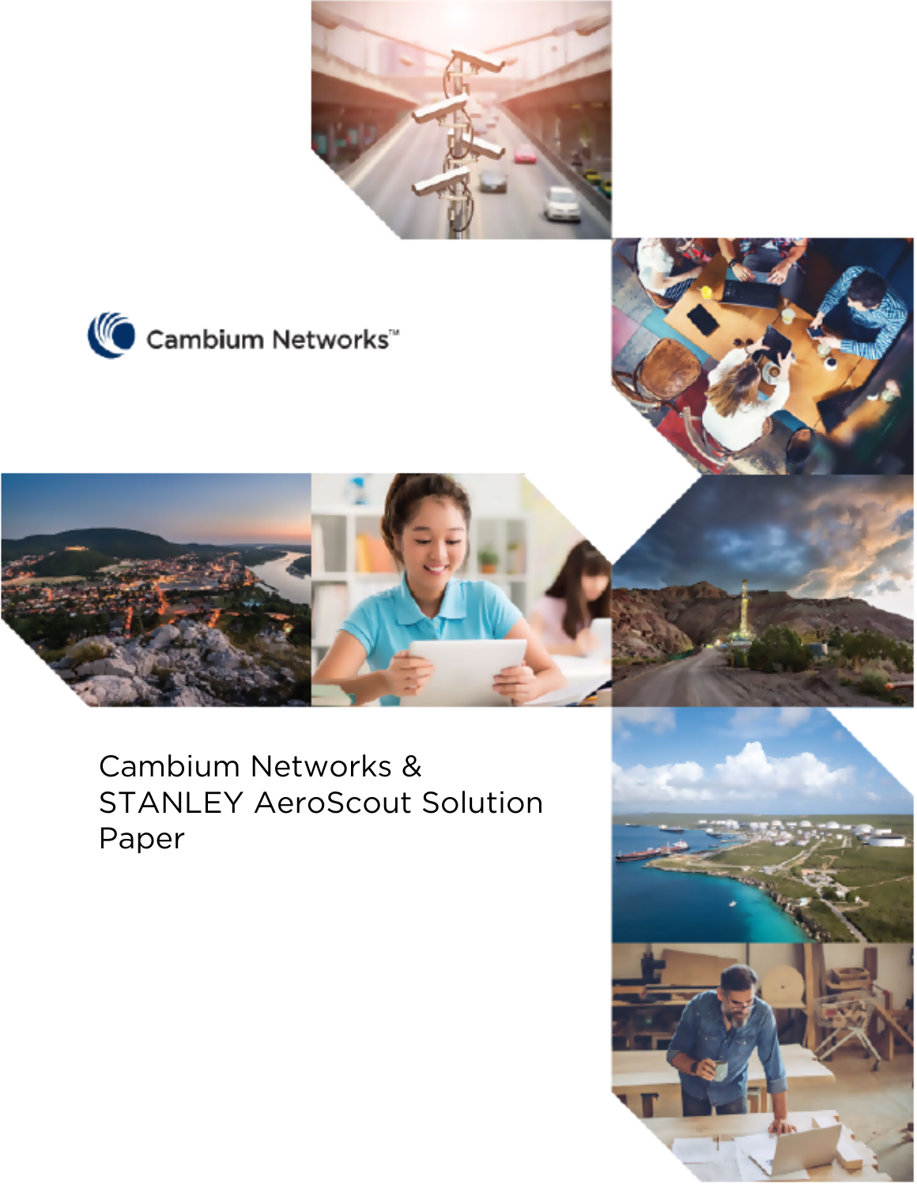Cambium Networks™

# Cambium Networks & STANLEY AeroScout Solution Paper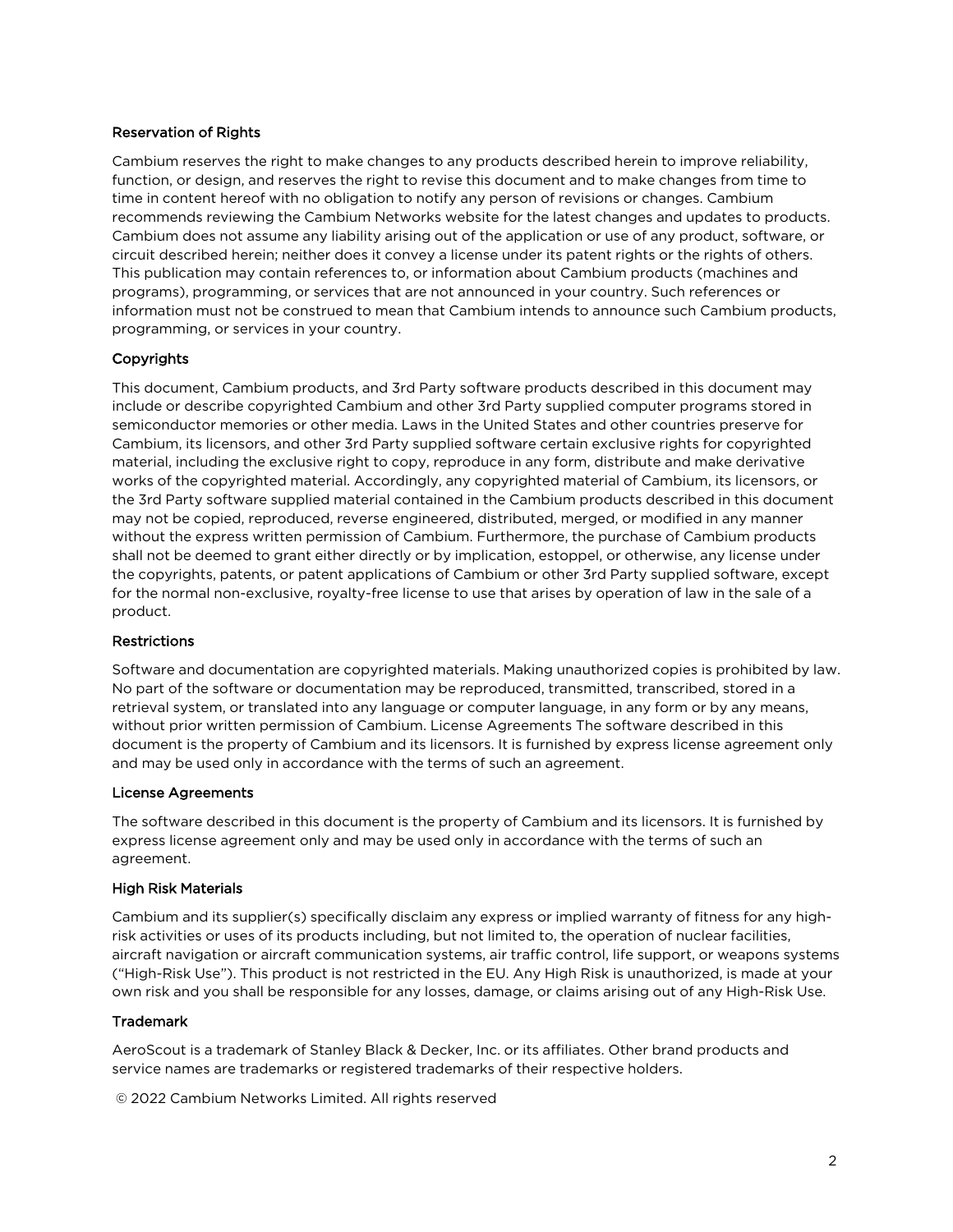### Reservation of Rights

Cambium reserves the right to make changes to any products described herein to improve reliability, function, or design, and reserves the right to revise this document and to make changes from time to time in content hereof with no obligation to notify any person of revisions or changes. Cambium recommends reviewing the Cambium Networks website for the latest changes and updates to products. Cambium does not assume any liability arising out of the application or use of any product, software, or circuit described herein; neither does it convey a license under its patent rights or the rights of others. This publication may contain references to, or information about Cambium products (machines and programs), programming, or services that are not announced in your country. Such references or information must not be construed to mean that Cambium intends to announce such Cambium products, programming, or services in your country.

### Copyrights

This document, Cambium products, and 3rd Party software products described in this document may include or describe copyrighted Cambium and other 3rd Party supplied computer programs stored in semiconductor memories or other media. Laws in the United States and other countries preserve for Cambium, its licensors, and other 3rd Party supplied software certain exclusive rights for copyrighted material, including the exclusive right to copy, reproduce in any form, distribute and make derivative works of the copyrighted material. Accordingly, any copyrighted material of Cambium, its licensors, or the 3rd Party software supplied material contained in the Cambium products described in this document may not be copied, reproduced, reverse engineered, distributed, merged, or modified in any manner without the express written permission of Cambium. Furthermore, the purchase of Cambium products shall not be deemed to grant either directly or by implication, estoppel, or otherwise, any license under the copyrights, patents, or patent applications of Cambium or other 3rd Party supplied software, except for the normal non-exclusive, royalty-free license to use that arises by operation of law in the sale of a product.

### Restrictions

Software and documentation are copyrighted materials. Making unauthorized copies is prohibited by law. No part of the software or documentation may be reproduced, transmitted, transcribed, stored in a retrieval system, or translated into any language or computer language, in any form or by any means, without prior written permission of Cambium. License Agreements The software described in this document is the property of Cambium and its licensors. It is furnished by express license agreement only and may be used only in accordance with the terms of such an agreement.

### License Agreements

The software described in this document is the property of Cambium and its licensors. It is furnished by express license agreement only and may be used only in accordance with the terms of such an agreement.

### High Risk Materials

Cambium and its supplier(s) specifically disclaim any express or implied warranty of fitness for any high-risk activities or uses of its products including, but not limited to, the operation of nuclear facilities, aircraft navigation or aircraft communication systems, air traffic control, life support, or weapons systems ("High-Risk Use"). This product is not restricted in the EU. Any High Risk is unauthorized, is made at your own risk and you shall be responsible for any losses, damage, or claims arising out of any High-Risk Use.

### Trademark

AeroScout is a trademark of Stanley Black & Decker, Inc. or its affiliates. Other brand products and service names are trademarks or registered trademarks of their respective holders.

© 2022 Cambium Networks Limited. All rights reserved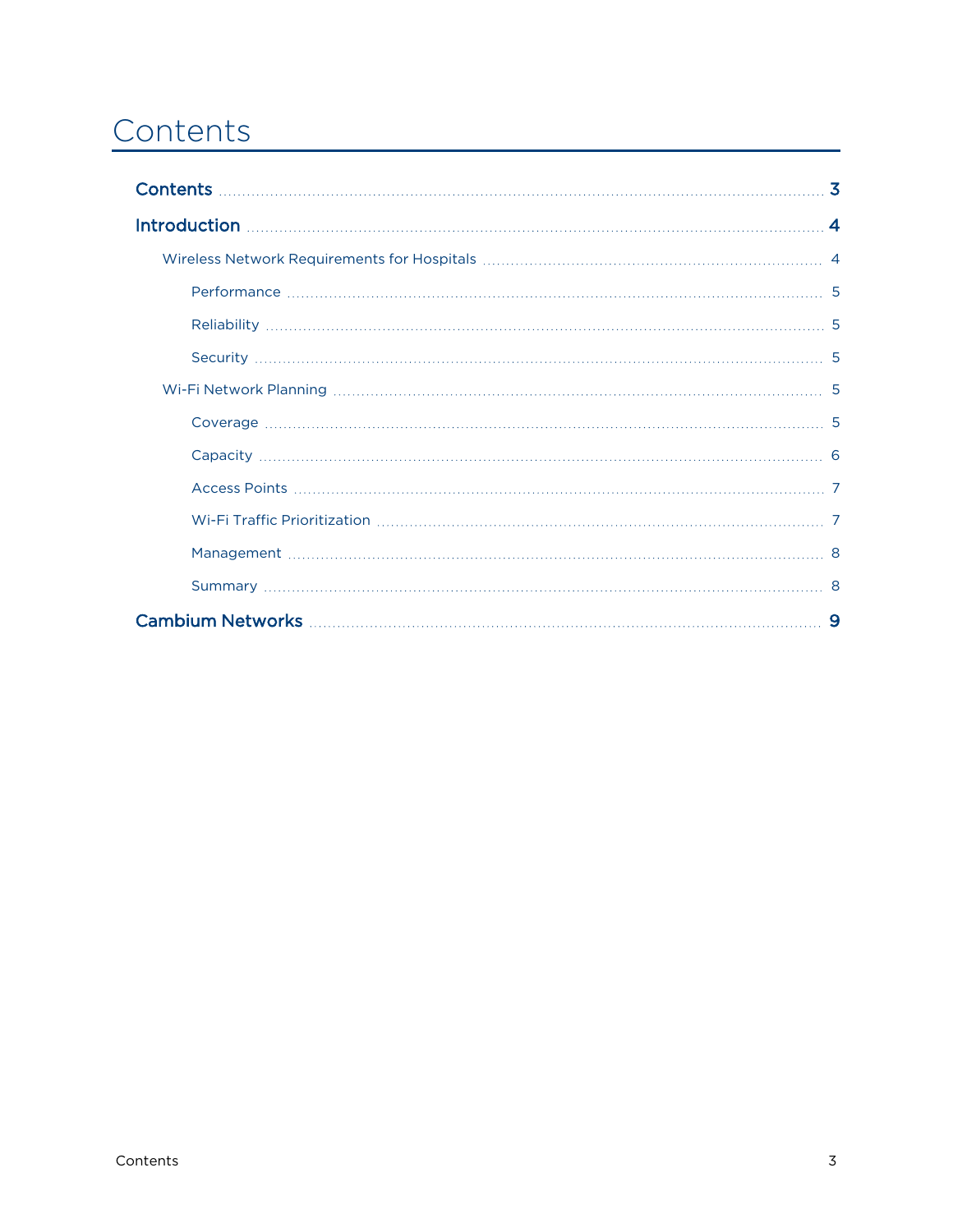# Contents

**Contents** ........ **3**

**Introduction** ........ **4**

- Wireless Network Requirements for Hospitals ........ 4
  - Performance ........ 5
  - Reliability ........ 5
  - Security ........ 5
- Wi-Fi Network Planning ........ 5
  - Coverage ........ 5
  - Capacity ........ 6
  - Access Points ........ 7
  - Wi-Fi Traffic Prioritization ........ 7
  - Management ........ 8
  - Summary ........ 8

**Cambium Networks** ........ **9**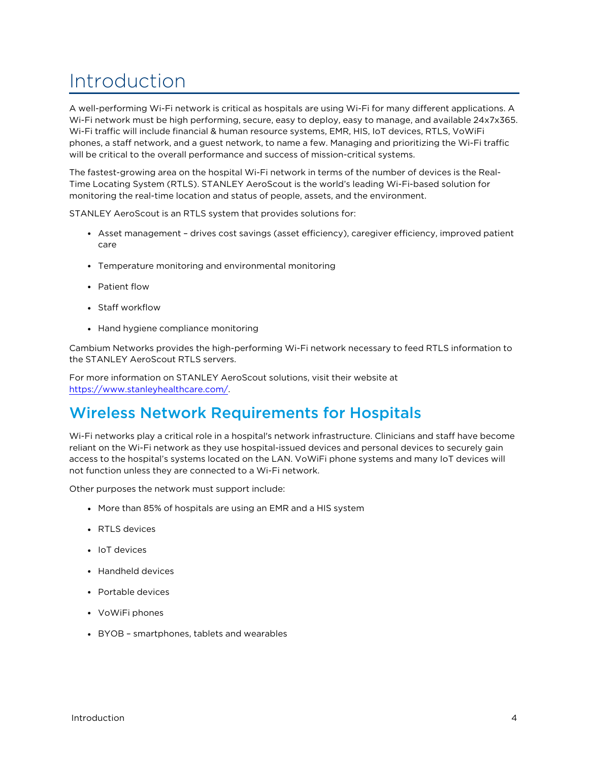# Introduction

A well-performing Wi-Fi network is critical as hospitals are using Wi-Fi for many different applications. A Wi-Fi network must be high performing, secure, easy to deploy, easy to manage, and available 24x7x365. Wi-Fi traffic will include financial & human resource systems, EMR, HIS, IoT devices, RTLS, VoWiFi phones, a staff network, and a guest network, to name a few. Managing and prioritizing the Wi-Fi traffic will be critical to the overall performance and success of mission-critical systems.

The fastest-growing area on the hospital Wi-Fi network in terms of the number of devices is the Real-Time Locating System (RTLS). STANLEY AeroScout is the world's leading Wi-Fi-based solution for monitoring the real-time location and status of people, assets, and the environment.

STANLEY AeroScout is an RTLS system that provides solutions for:

- Asset management – drives cost savings (asset efficiency), caregiver efficiency, improved patient care
- Temperature monitoring and environmental monitoring
- Patient flow
- Staff workflow
- Hand hygiene compliance monitoring

Cambium Networks provides the high-performing Wi-Fi network necessary to feed RTLS information to the STANLEY AeroScout RTLS servers.

For more information on STANLEY AeroScout solutions, visit their website at https://www.stanleyhealthcare.com/.

## Wireless Network Requirements for Hospitals

Wi-Fi networks play a critical role in a hospital's network infrastructure. Clinicians and staff have become reliant on the Wi-Fi network as they use hospital-issued devices and personal devices to securely gain access to the hospital's systems located on the LAN. VoWiFi phone systems and many IoT devices will not function unless they are connected to a Wi-Fi network.

Other purposes the network must support include:

- More than 85% of hospitals are using an EMR and a HIS system
- RTLS devices
- IoT devices
- Handheld devices
- Portable devices
- VoWiFi phones
- BYOB – smartphones, tablets and wearables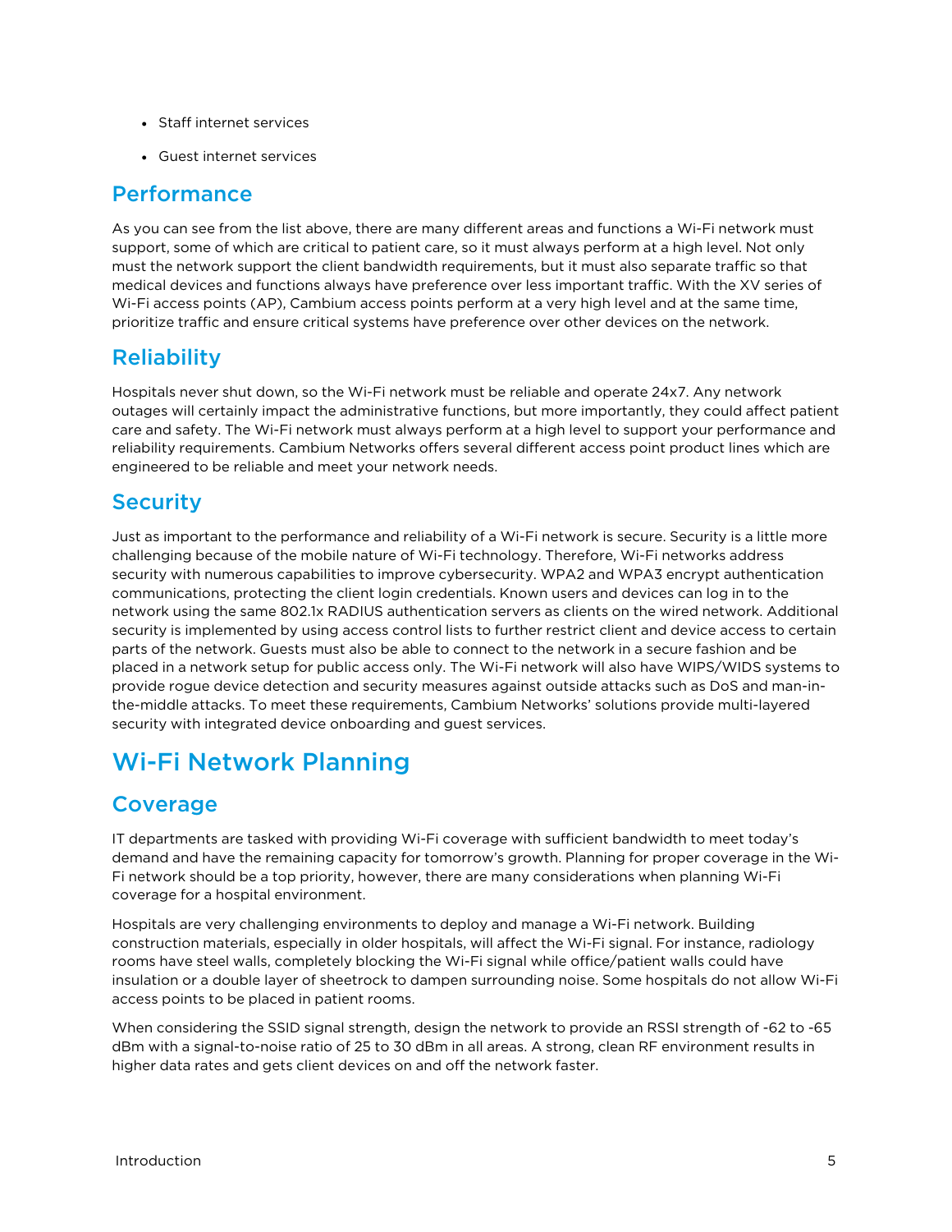- Staff internet services
- Guest internet services

## Performance

As you can see from the list above, there are many different areas and functions a Wi-Fi network must support, some of which are critical to patient care, so it must always perform at a high level. Not only must the network support the client bandwidth requirements, but it must also separate traffic so that medical devices and functions always have preference over less important traffic. With the XV series of Wi-Fi access points (AP), Cambium access points perform at a very high level and at the same time, prioritize traffic and ensure critical systems have preference over other devices on the network.

## Reliability

Hospitals never shut down, so the Wi-Fi network must be reliable and operate 24x7. Any network outages will certainly impact the administrative functions, but more importantly, they could affect patient care and safety. The Wi-Fi network must always perform at a high level to support your performance and reliability requirements. Cambium Networks offers several different access point product lines which are engineered to be reliable and meet your network needs.

## Security

Just as important to the performance and reliability of a Wi-Fi network is secure. Security is a little more challenging because of the mobile nature of Wi-Fi technology. Therefore, Wi-Fi networks address security with numerous capabilities to improve cybersecurity. WPA2 and WPA3 encrypt authentication communications, protecting the client login credentials. Known users and devices can log in to the network using the same 802.1x RADIUS authentication servers as clients on the wired network. Additional security is implemented by using access control lists to further restrict client and device access to certain parts of the network. Guests must also be able to connect to the network in a secure fashion and be placed in a network setup for public access only. The Wi-Fi network will also have WIPS/WIDS systems to provide rogue device detection and security measures against outside attacks such as DoS and man-in-the-middle attacks. To meet these requirements, Cambium Networks' solutions provide multi-layered security with integrated device onboarding and guest services.

# Wi-Fi Network Planning

## Coverage

IT departments are tasked with providing Wi-Fi coverage with sufficient bandwidth to meet today's demand and have the remaining capacity for tomorrow's growth. Planning for proper coverage in the Wi-Fi network should be a top priority, however, there are many considerations when planning Wi-Fi coverage for a hospital environment.

Hospitals are very challenging environments to deploy and manage a Wi-Fi network. Building construction materials, especially in older hospitals, will affect the Wi-Fi signal. For instance, radiology rooms have steel walls, completely blocking the Wi-Fi signal while office/patient walls could have insulation or a double layer of sheetrock to dampen surrounding noise. Some hospitals do not allow Wi-Fi access points to be placed in patient rooms.

When considering the SSID signal strength, design the network to provide an RSSI strength of -62 to -65 dBm with a signal-to-noise ratio of 25 to 30 dBm in all areas. A strong, clean RF environment results in higher data rates and gets client devices on and off the network faster.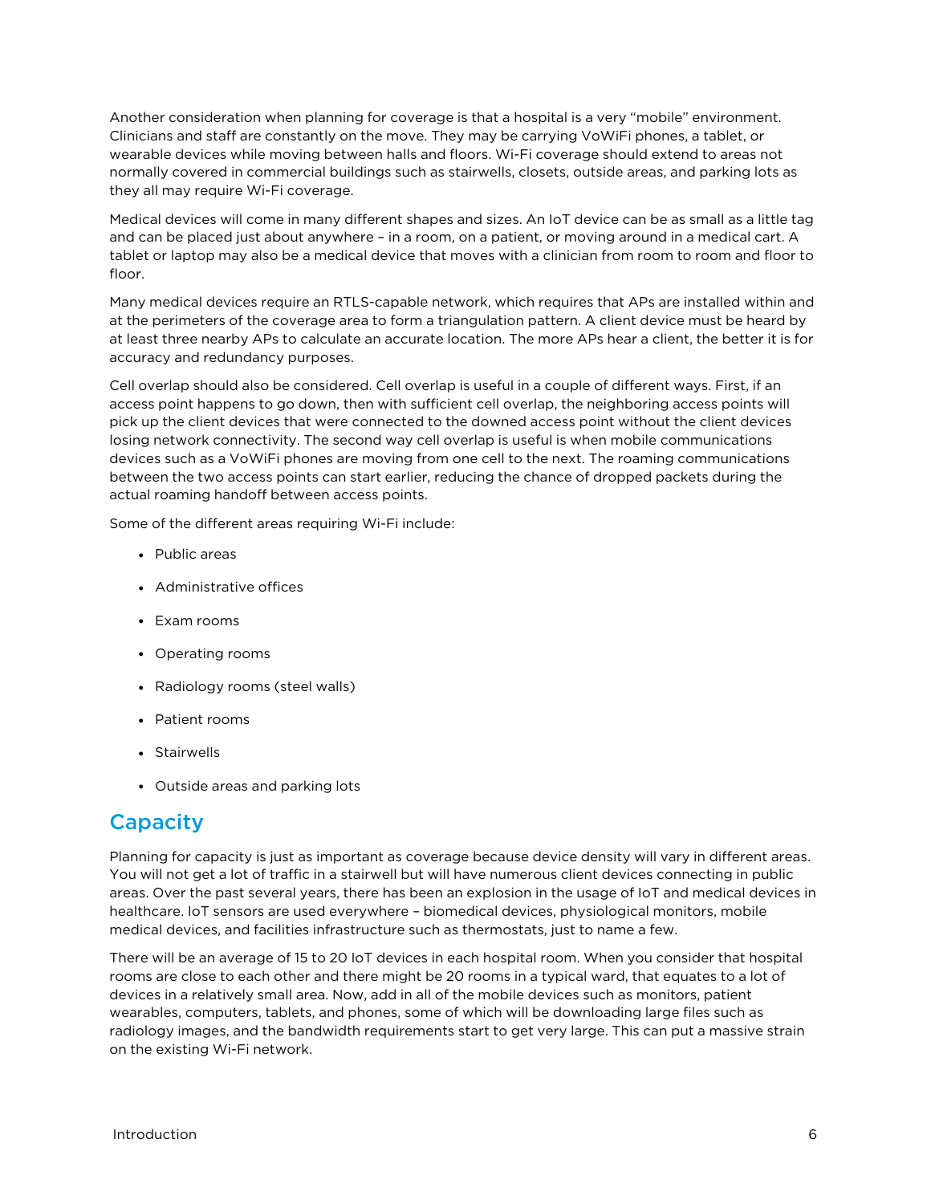Another consideration when planning for coverage is that a hospital is a very "mobile" environment. Clinicians and staff are constantly on the move. They may be carrying VoWiFi phones, a tablet, or wearable devices while moving between halls and floors. Wi-Fi coverage should extend to areas not normally covered in commercial buildings such as stairwells, closets, outside areas, and parking lots as they all may require Wi-Fi coverage.

Medical devices will come in many different shapes and sizes. An IoT device can be as small as a little tag and can be placed just about anywhere – in a room, on a patient, or moving around in a medical cart. A tablet or laptop may also be a medical device that moves with a clinician from room to room and floor to floor.

Many medical devices require an RTLS-capable network, which requires that APs are installed within and at the perimeters of the coverage area to form a triangulation pattern. A client device must be heard by at least three nearby APs to calculate an accurate location. The more APs hear a client, the better it is for accuracy and redundancy purposes.

Cell overlap should also be considered. Cell overlap is useful in a couple of different ways. First, if an access point happens to go down, then with sufficient cell overlap, the neighboring access points will pick up the client devices that were connected to the downed access point without the client devices losing network connectivity. The second way cell overlap is useful is when mobile communications devices such as a VoWiFi phones are moving from one cell to the next. The roaming communications between the two access points can start earlier, reducing the chance of dropped packets during the actual roaming handoff between access points.

Some of the different areas requiring Wi-Fi include:

- Public areas
- Administrative offices
- Exam rooms
- Operating rooms
- Radiology rooms (steel walls)
- Patient rooms
- Stairwells
- Outside areas and parking lots

## Capacity

Planning for capacity is just as important as coverage because device density will vary in different areas. You will not get a lot of traffic in a stairwell but will have numerous client devices connecting in public areas. Over the past several years, there has been an explosion in the usage of IoT and medical devices in healthcare. IoT sensors are used everywhere – biomedical devices, physiological monitors, mobile medical devices, and facilities infrastructure such as thermostats, just to name a few.

There will be an average of 15 to 20 IoT devices in each hospital room. When you consider that hospital rooms are close to each other and there might be 20 rooms in a typical ward, that equates to a lot of devices in a relatively small area. Now, add in all of the mobile devices such as monitors, patient wearables, computers, tablets, and phones, some of which will be downloading large files such as radiology images, and the bandwidth requirements start to get very large. This can put a massive strain on the existing Wi-Fi network.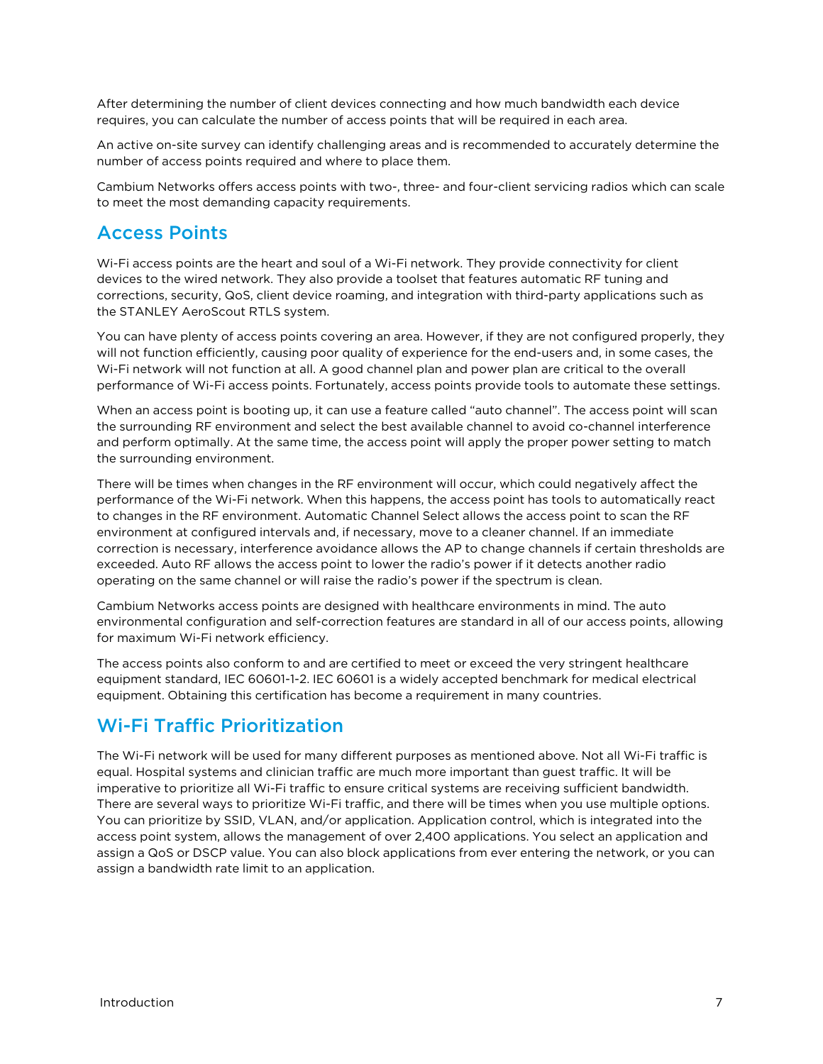After determining the number of client devices connecting and how much bandwidth each device requires, you can calculate the number of access points that will be required in each area.

An active on-site survey can identify challenging areas and is recommended to accurately determine the number of access points required and where to place them.

Cambium Networks offers access points with two-, three- and four-client servicing radios which can scale to meet the most demanding capacity requirements.

## Access Points

Wi-Fi access points are the heart and soul of a Wi-Fi network. They provide connectivity for client devices to the wired network. They also provide a toolset that features automatic RF tuning and corrections, security, QoS, client device roaming, and integration with third-party applications such as the STANLEY AeroScout RTLS system.

You can have plenty of access points covering an area. However, if they are not configured properly, they will not function efficiently, causing poor quality of experience for the end-users and, in some cases, the Wi-Fi network will not function at all. A good channel plan and power plan are critical to the overall performance of Wi-Fi access points. Fortunately, access points provide tools to automate these settings.

When an access point is booting up, it can use a feature called "auto channel". The access point will scan the surrounding RF environment and select the best available channel to avoid co-channel interference and perform optimally. At the same time, the access point will apply the proper power setting to match the surrounding environment.

There will be times when changes in the RF environment will occur, which could negatively affect the performance of the Wi-Fi network. When this happens, the access point has tools to automatically react to changes in the RF environment. Automatic Channel Select allows the access point to scan the RF environment at configured intervals and, if necessary, move to a cleaner channel. If an immediate correction is necessary, interference avoidance allows the AP to change channels if certain thresholds are exceeded. Auto RF allows the access point to lower the radio's power if it detects another radio operating on the same channel or will raise the radio's power if the spectrum is clean.

Cambium Networks access points are designed with healthcare environments in mind. The auto environmental configuration and self-correction features are standard in all of our access points, allowing for maximum Wi-Fi network efficiency.

The access points also conform to and are certified to meet or exceed the very stringent healthcare equipment standard, IEC 60601-1-2. IEC 60601 is a widely accepted benchmark for medical electrical equipment. Obtaining this certification has become a requirement in many countries.

## Wi-Fi Traffic Prioritization

The Wi-Fi network will be used for many different purposes as mentioned above. Not all Wi-Fi traffic is equal. Hospital systems and clinician traffic are much more important than guest traffic. It will be imperative to prioritize all Wi-Fi traffic to ensure critical systems are receiving sufficient bandwidth. There are several ways to prioritize Wi-Fi traffic, and there will be times when you use multiple options. You can prioritize by SSID, VLAN, and/or application. Application control, which is integrated into the access point system, allows the management of over 2,400 applications. You select an application and assign a QoS or DSCP value. You can also block applications from ever entering the network, or you can assign a bandwidth rate limit to an application.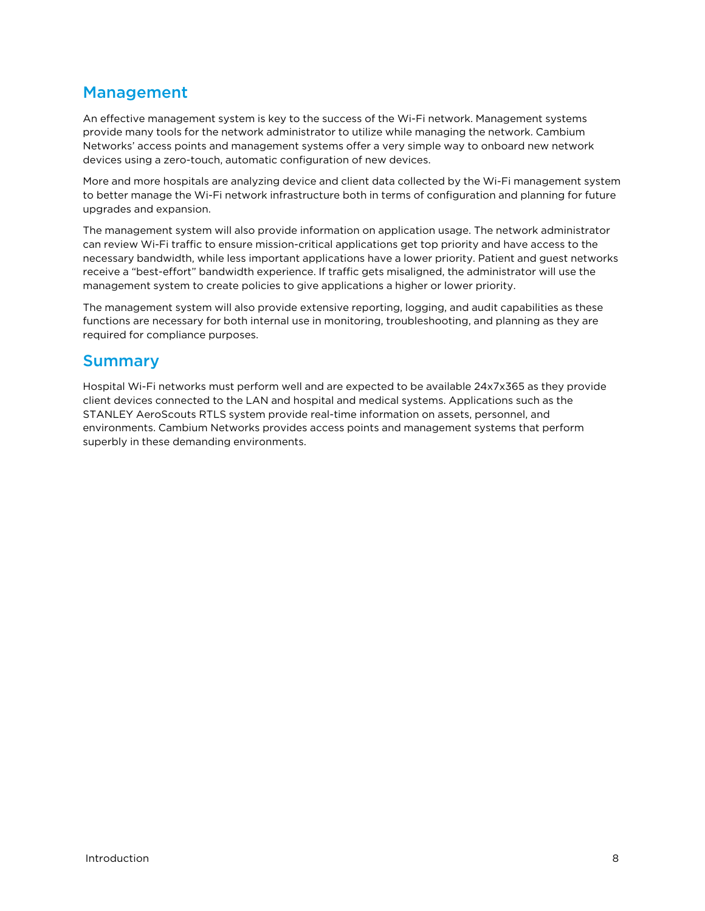## Management

An effective management system is key to the success of the Wi-Fi network. Management systems provide many tools for the network administrator to utilize while managing the network. Cambium Networks' access points and management systems offer a very simple way to onboard new network devices using a zero-touch, automatic configuration of new devices.

More and more hospitals are analyzing device and client data collected by the Wi-Fi management system to better manage the Wi-Fi network infrastructure both in terms of configuration and planning for future upgrades and expansion.

The management system will also provide information on application usage. The network administrator can review Wi-Fi traffic to ensure mission-critical applications get top priority and have access to the necessary bandwidth, while less important applications have a lower priority. Patient and guest networks receive a "best-effort" bandwidth experience. If traffic gets misaligned, the administrator will use the management system to create policies to give applications a higher or lower priority.

The management system will also provide extensive reporting, logging, and audit capabilities as these functions are necessary for both internal use in monitoring, troubleshooting, and planning as they are required for compliance purposes.

## Summary

Hospital Wi-Fi networks must perform well and are expected to be available 24x7x365 as they provide client devices connected to the LAN and hospital and medical systems. Applications such as the STANLEY AeroScouts RTLS system provide real-time information on assets, personnel, and environments. Cambium Networks provides access points and management systems that perform superbly in these demanding environments.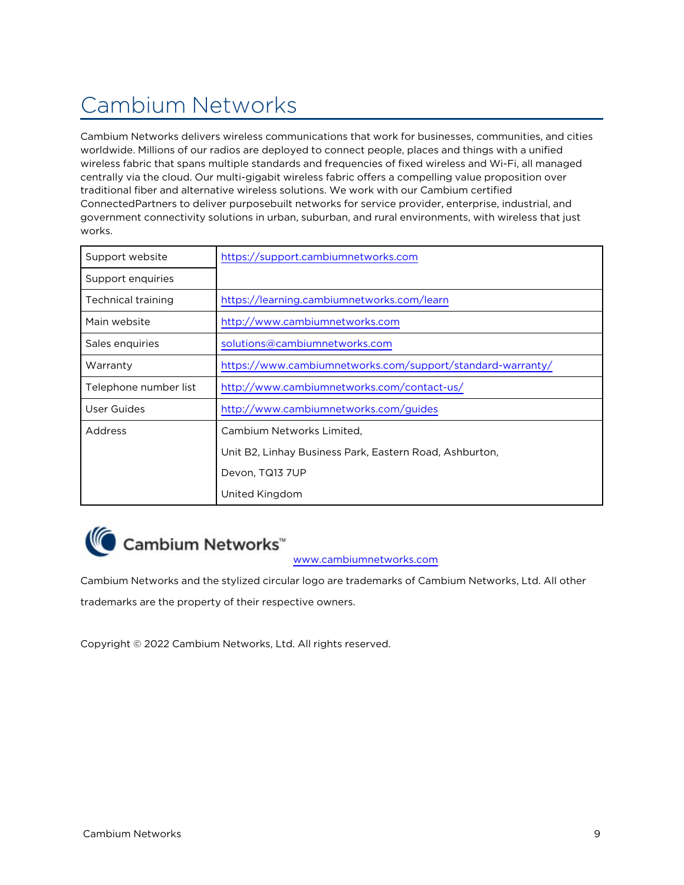# Cambium Networks

Cambium Networks delivers wireless communications that work for businesses, communities, and cities worldwide. Millions of our radios are deployed to connect people, places and things with a unified wireless fabric that spans multiple standards and frequencies of fixed wireless and Wi-Fi, all managed centrally via the cloud. Our multi-gigabit wireless fabric offers a compelling value proposition over traditional fiber and alternative wireless solutions. We work with our Cambium certified ConnectedPartners to deliver purposebuilt networks for service provider, enterprise, industrial, and government connectivity solutions in urban, suburban, and rural environments, with wireless that just works.

| | |
|---|---|
| Support website | https://support.cambiumnetworks.com |
| Support enquiries | |
| Technical training | https://learning.cambiumnetworks.com/learn |
| Main website | http://www.cambiumnetworks.com |
| Sales enquiries | solutions@cambiumnetworks.com |
| Warranty | https://www.cambiumnetworks.com/support/standard-warranty/ |
| Telephone number list | http://www.cambiumnetworks.com/contact-us/ |
| User Guides | http://www.cambiumnetworks.com/guides |
| Address | Cambium Networks Limited,<br>Unit B2, Linhay Business Park, Eastern Road, Ashburton,<br>Devon, TQ13 7UP<br>United Kingdom |

Cambium Networks™

www.cambiumnetworks.com

Cambium Networks and the stylized circular logo are trademarks of Cambium Networks, Ltd. All other trademarks are the property of their respective owners.

Copyright © 2022 Cambium Networks, Ltd. All rights reserved.